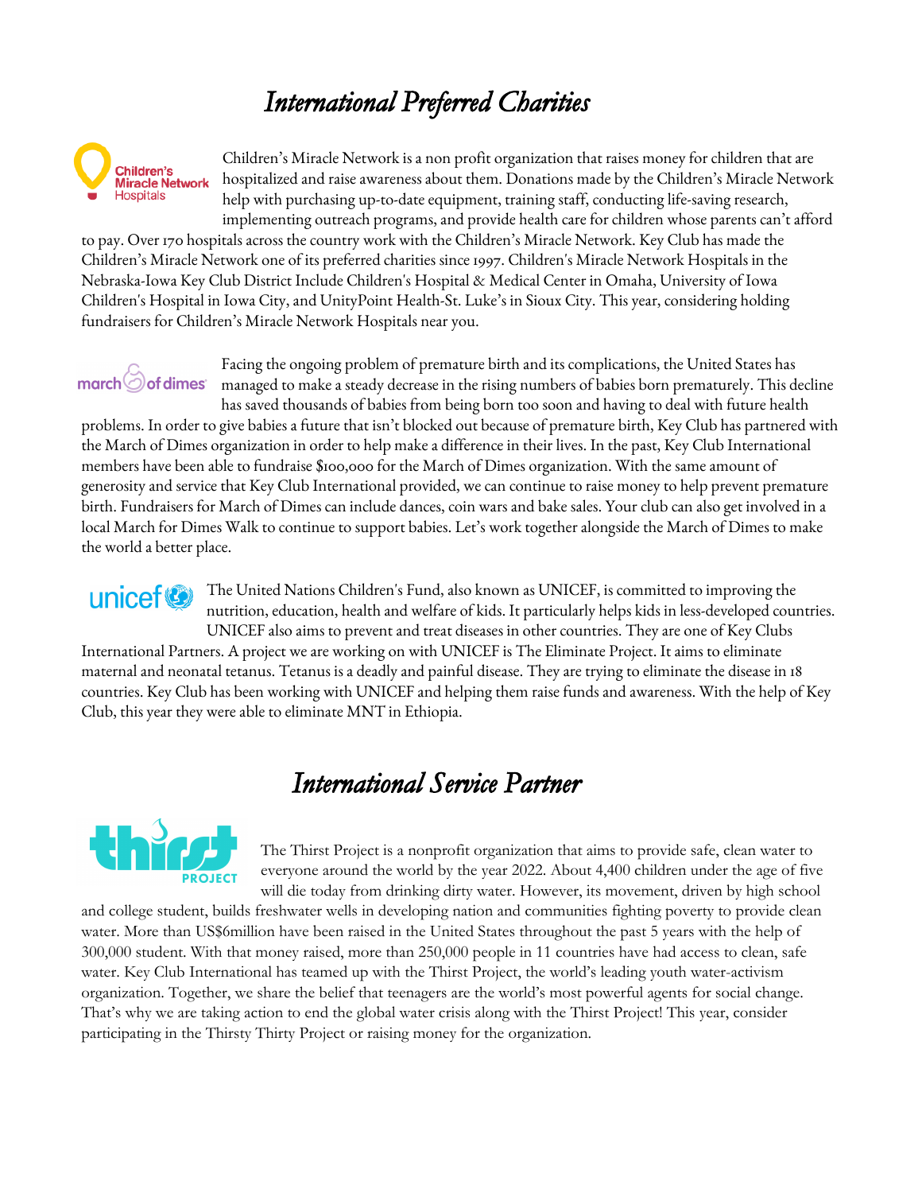# *International Preferred Charities*

Children's Miracle Network is a non profit organization that raises money for children that are hospitalized and raise awareness about them. Donations made by the Children's Miracle Network help with purchasing up-to-date equipment, training staff, conducting life-saving research, implementing outreach programs, and provide health care for children whose parents can't afford to pay. Over 170 hospitals across the country work with the Children's Miracle Network. Key Club has made the Children's Miracle Network one of its preferred charities since 1997. Children's Miracle Network Hospitals in the Nebraska-Iowa Key Club District Include Children's Hospital & Medical Center in Omaha, University of Iowa Children's Hospital in Iowa City, and UnityPoint Health-St. Luke's in Sioux City. This year, considering holding fundraisers for Children's Miracle Network Hospitals near you.

Facing the ongoing problem of premature birth and its complications, the United States has managed to make a steady decrease in the rising numbers of babies born prematurely. This decline has saved thousands of babies from being born too soon and having to deal with future health problems. In order to give babies a future that isn't blocked out because of premature birth, Key Club has partnered with the March of Dimes organization in order to help make a difference in their lives. In the past, Key Club International members have been able to fundraise $100,000 for the March of Dimes organization. With the same amount of generosity and service that Key Club International provided, we can continue to raise money to help prevent premature birth. Fundraisers for March of Dimes can include dances, coin wars and bake sales. Your club can also get involved in a local March for Dimes Walk to continue to support babies. Let's work together alongside the March of Dimes to make the world a better place.

The United Nations Children's Fund, also known as UNICEF, is committed to improving the nutrition, education, health and welfare of kids. It particularly helps kids in less-developed countries. UNICEF also aims to prevent and treat diseases in other countries. They are one of Key Clubs International Partners. A project we are working on with UNICEF is The Eliminate Project. It aims to eliminate maternal and neonatal tetanus. Tetanus is a deadly and painful disease. They are trying to eliminate the disease in 18 countries. Key Club has been working with UNICEF and helping them raise funds and awareness. With the help of Key Club, this year they were able to eliminate MNT in Ethiopia.

# *International Service Partner*

The Thirst Project is a nonprofit organization that aims to provide safe, clean water to everyone around the world by the year 2022. About 4,400 children under the age of five will die today from drinking dirty water. However, its movement, driven by high school and college student, builds freshwater wells in developing nation and communities fighting poverty to provide clean water. More than US$6million have been raised in the United States throughout the past 5 years with the help of 300,000 student. With that money raised, more than 250,000 people in 11 countries have had access to clean, safe water. Key Club International has teamed up with the Thirst Project, the world's leading youth water-activism organization. Together, we share the belief that teenagers are the world's most powerful agents for social change. That's why we are taking action to end the global water crisis along with the Thirst Project! This year, consider participating in the Thirsty Thirty Project or raising money for the organization.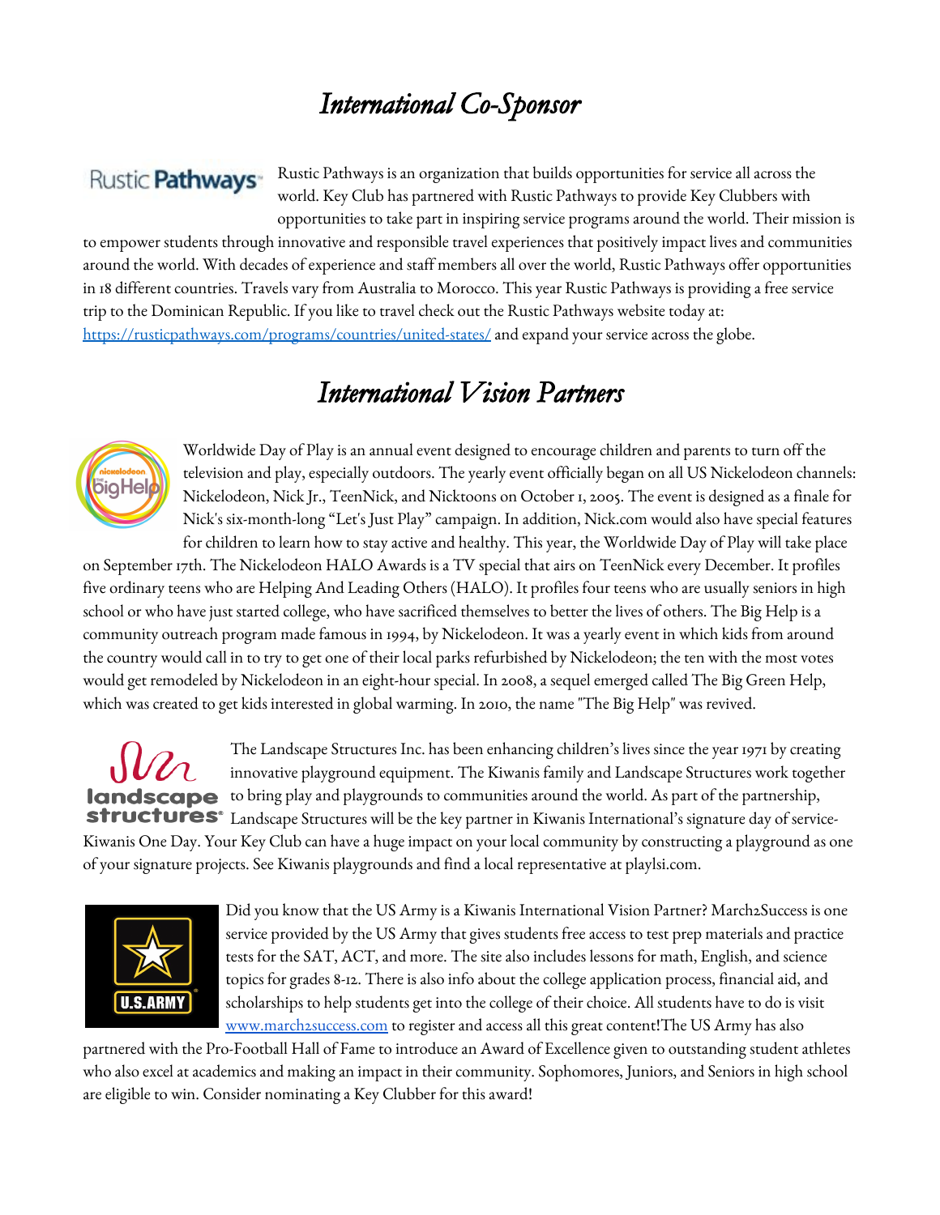# *International Co-Sponsor*

Rustic Pathways is an organization that builds opportunities for service all across the world. Key Club has partnered with Rustic Pathways to provide Key Clubbers with opportunities to take part in inspiring service programs around the world. Their mission is to empower students through innovative and responsible travel experiences that positively impact lives and communities around the world. With decades of experience and staff members all over the world, Rustic Pathways offer opportunities in 18 different countries. Travels vary from Australia to Morocco. This year Rustic Pathways is providing a free service trip to the Dominican Republic. If you like to travel check out the Rustic Pathways website today at: https://rusticpathways.com/programs/countries/united-states/ and expand your service across the globe.

# *International Vision Partners*

Worldwide Day of Play is an annual event designed to encourage children and parents to turn off the television and play, especially outdoors. The yearly event officially began on all US Nickelodeon channels: Nickelodeon, Nick Jr., TeenNick, and Nicktoons on October 1, 2005. The event is designed as a finale for Nick's six-month-long "Let's Just Play" campaign. In addition, Nick.com would also have special features for children to learn how to stay active and healthy. This year, the Worldwide Day of Play will take place on September 17th. The Nickelodeon HALO Awards is a TV special that airs on TeenNick every December. It profiles five ordinary teens who are Helping And Leading Others (HALO). It profiles four teens who are usually seniors in high school or who have just started college, who have sacrificed themselves to better the lives of others. The Big Help is a community outreach program made famous in 1994, by Nickelodeon. It was a yearly event in which kids from around the country would call in to try to get one of their local parks refurbished by Nickelodeon; the ten with the most votes would get remodeled by Nickelodeon in an eight-hour special. In 2008, a sequel emerged called The Big Green Help, which was created to get kids interested in global warming. In 2010, the name "The Big Help" was revived.

The Landscape Structures Inc. has been enhancing children's lives since the year 1971 by creating innovative playground equipment. The Kiwanis family and Landscape Structures work together to bring play and playgrounds to communities around the world. As part of the partnership, Landscape Structures will be the key partner in Kiwanis International's signature day of service- Kiwanis One Day. Your Key Club can have a huge impact on your local community by constructing a playground as one of your signature projects. See Kiwanis playgrounds and find a local representative at playlsi.com.

Did you know that the US Army is a Kiwanis International Vision Partner? March2Success is one service provided by the US Army that gives students free access to test prep materials and practice tests for the SAT, ACT, and more. The site also includes lessons for math, English, and science topics for grades 8-12. There is also info about the college application process, financial aid, and scholarships to help students get into the college of their choice. All students have to do is visit www.march2success.com to register and access all this great content!The US Army has also partnered with the Pro-Football Hall of Fame to introduce an Award of Excellence given to outstanding student athletes who also excel at academics and making an impact in their community. Sophomores, Juniors, and Seniors in high school are eligible to win. Consider nominating a Key Clubber for this award!